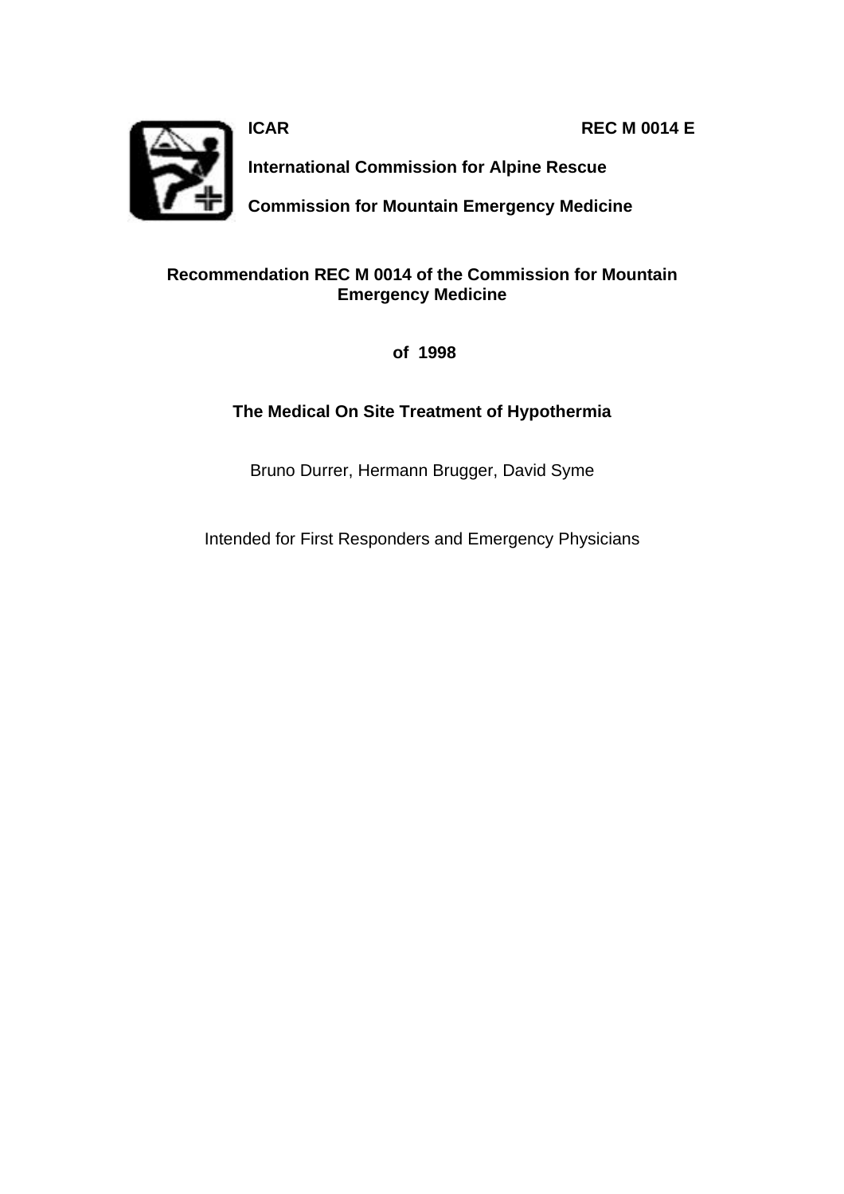**ICAR** **REC M 0014 E**

**International Commission for Alpine Rescue**

**Commission for Mountain Emergency Medicine**

# Recommendation REC M 0014 of the Commission for Mountain Emergency Medicine

**of 1998**

## The Medical On Site Treatment of Hypothermia

Bruno Durrer, Hermann Brugger, David Syme

Intended for First Responders and Emergency Physicians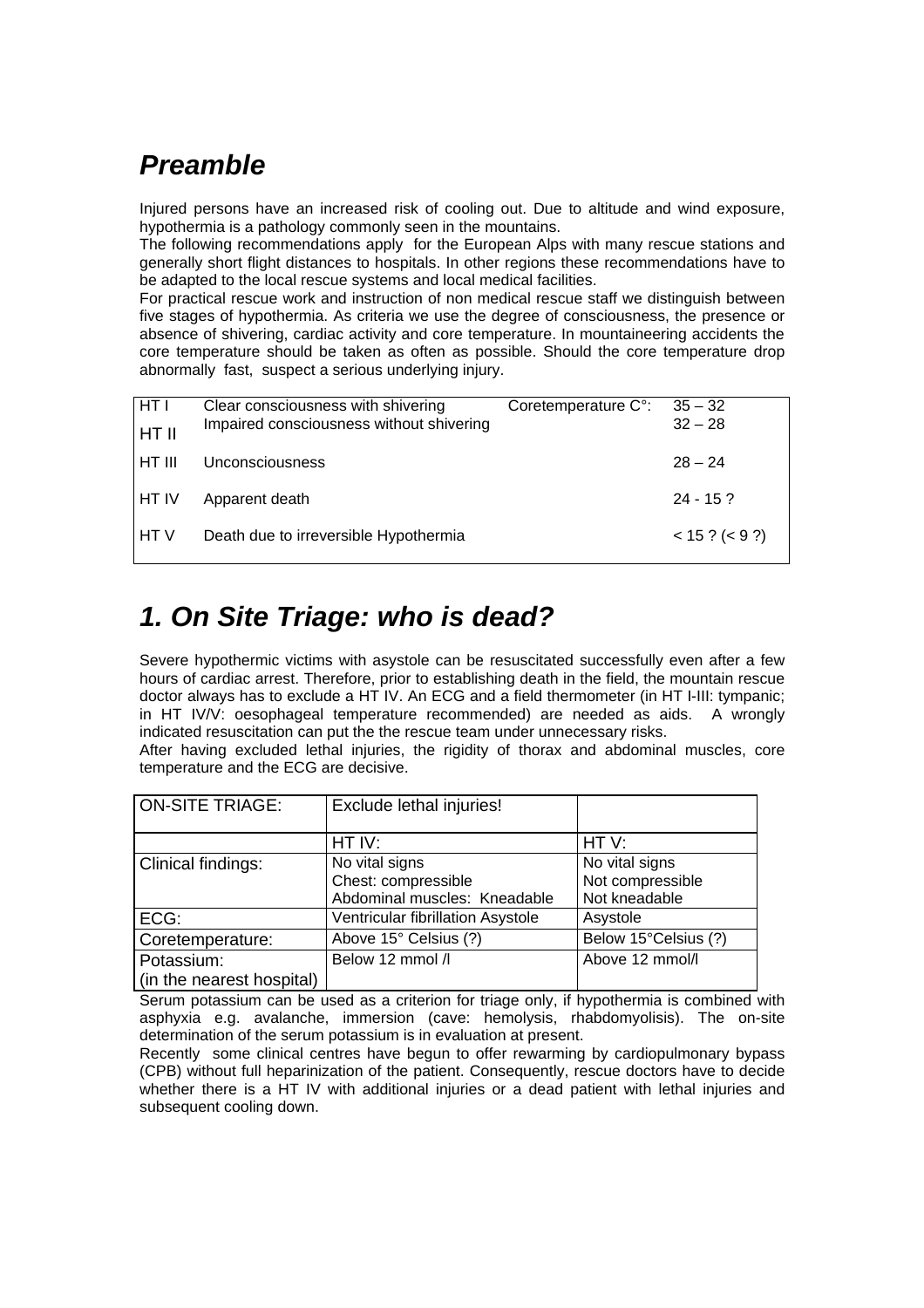## *Preamble*

Injured persons have an increased risk of cooling out. Due to altitude and wind exposure, hypothermia is a pathology commonly seen in the mountains.
The following recommendations apply for the European Alps with many rescue stations and generally short flight distances to hospitals. In other regions these recommendations have to be adapted to the local rescue systems and local medical facilities.
For practical rescue work and instruction of non medical rescue staff we distinguish between five stages of hypothermia. As criteria we use the degree of consciousness, the presence or absence of shivering, cardiac activity and core temperature. In mountaineering accidents the core temperature should be taken as often as possible. Should the core temperature drop abnormally fast, suspect a serious underlying injury.

| | | Coretemperature C°: | |
|---|---|---|---|
| HT I | Clear consciousness with shivering | | 35 – 32 |
| HT II | Impaired consciousness without shivering | | 32 – 28 |
| HT III | Unconsciousness | | 28 – 24 |
| HT IV | Apparent death | | 24 - 15 ? |
| HT V | Death due to irreversible Hypothermia | | < 15 ? (< 9 ?) |

## *1. On Site Triage: who is dead?*

Severe hypothermic victims with asystole can be resuscitated successfully even after a few hours of cardiac arrest. Therefore, prior to establishing death in the field, the mountain rescue doctor always has to exclude a HT IV. An ECG and a field thermometer (in HT I-III: tympanic; in HT IV/V: oesophageal temperature recommended) are needed as aids. A wrongly indicated resuscitation can put the the rescue team under unnecessary risks.
After having excluded lethal injuries, the rigidity of thorax and abdominal muscles, core temperature and the ECG are decisive.

| ON-SITE TRIAGE: | Exclude lethal injuries! | |
|---|---|---|
| | HT IV: | HT V: |
| Clinical findings: | No vital signs<br>Chest: compressible<br>Abdominal muscles: Kneadable | No vital signs<br>Not compressible<br>Not kneadable |
| ECG: | Ventricular fibrillation Asystole | Asystole |
| Coretemperature: | Above 15° Celsius (?) | Below 15°Celsius (?) |
| Potassium:<br>(in the nearest hospital) | Below 12 mmol /l | Above 12 mmol/l |

Serum potassium can be used as a criterion for triage only, if hypothermia is combined with asphyxia e.g. avalanche, immersion (cave: hemolysis, rhabdomyolisis). The on-site determination of the serum potassium is in evaluation at present.
Recently some clinical centres have begun to offer rewarming by cardiopulmonary bypass (CPB) without full heparinization of the patient. Consequently, rescue doctors have to decide whether there is a HT IV with additional injuries or a dead patient with lethal injuries and subsequent cooling down.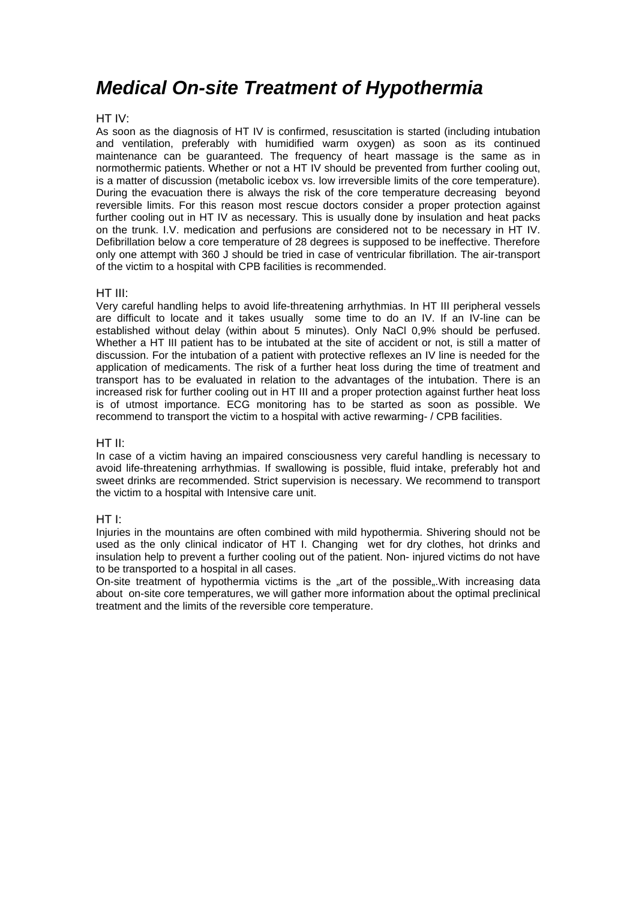# ***Medical On-site Treatment of Hypothermia***

HT IV:

As soon as the diagnosis of HT IV is confirmed, resuscitation is started (including intubation and ventilation, preferably with humidified warm oxygen) as soon as its continued maintenance can be guaranteed. The frequency of heart massage is the same as in normothermic patients. Whether or not a HT IV should be prevented from further cooling out, is a matter of discussion (metabolic icebox vs. low irreversible limits of the core temperature). During the evacuation there is always the risk of the core temperature decreasing beyond reversible limits. For this reason most rescue doctors consider a proper protection against further cooling out in HT IV as necessary. This is usually done by insulation and heat packs on the trunk. I.V. medication and perfusions are considered not to be necessary in HT IV. Defibrillation below a core temperature of 28 degrees is supposed to be ineffective. Therefore only one attempt with 360 J should be tried in case of ventricular fibrillation. The air-transport of the victim to a hospital with CPB facilities is recommended.

HT III:

Very careful handling helps to avoid life-threatening arrhythmias. In HT III peripheral vessels are difficult to locate and it takes usually some time to do an IV. If an IV-line can be established without delay (within about 5 minutes). Only NaCl 0,9% should be perfused. Whether a HT III patient has to be intubated at the site of accident or not, is still a matter of discussion. For the intubation of a patient with protective reflexes an IV line is needed for the application of medicaments. The risk of a further heat loss during the time of treatment and transport has to be evaluated in relation to the advantages of the intubation. There is an increased risk for further cooling out in HT III and a proper protection against further heat loss is of utmost importance. ECG monitoring has to be started as soon as possible. We recommend to transport the victim to a hospital with active rewarming- / CPB facilities.

HT II:

In case of a victim having an impaired consciousness very careful handling is necessary to avoid life-threatening arrhythmias. If swallowing is possible, fluid intake, preferably hot and sweet drinks are recommended. Strict supervision is necessary. We recommend to transport the victim to a hospital with Intensive care unit.

HT I:

Injuries in the mountains are often combined with mild hypothermia. Shivering should not be used as the only clinical indicator of HT I. Changing wet for dry clothes, hot drinks and insulation help to prevent a further cooling out of the patient. Non- injured victims do not have to be transported to a hospital in all cases.

On-site treatment of hypothermia victims is the „art of the possible„.With increasing data about on-site core temperatures, we will gather more information about the optimal preclinical treatment and the limits of the reversible core temperature.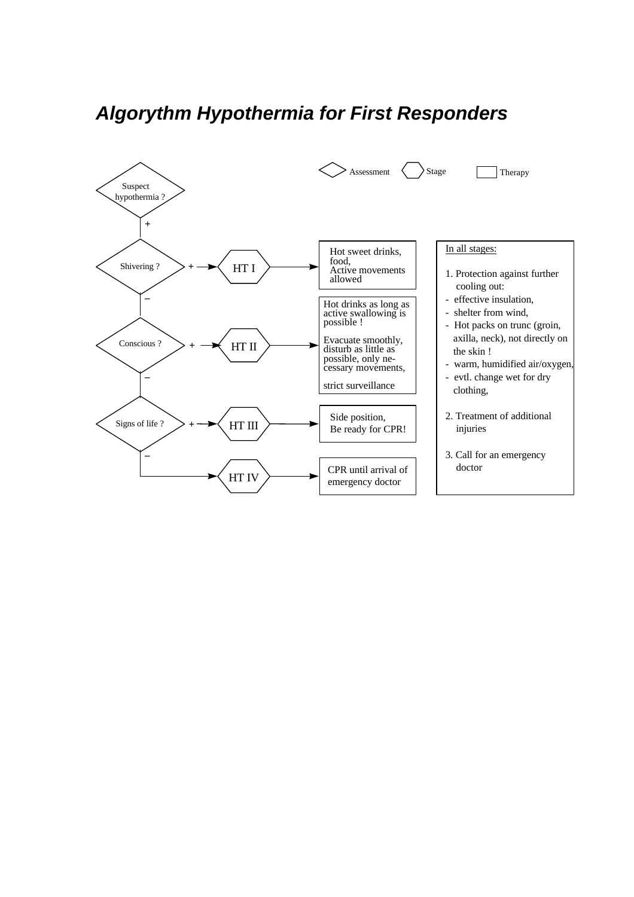## *Algorythm Hypothermia for First Responders*

Legend: ◇ Assessment ⬡ Stage ▭ Therapy

**Suspect hypothermia ?**

+

| Assessment | | Stage | Therapy |
|---|---|---|---|
| Shivering ? | + → | HT I | Hot sweet drinks, food, Active movements allowed |
| – Conscious ? | + → | HT II | Hot drinks as long as active swallowing is possible ! Evacuate smoothly, disturb as little as possible, only necessary movements, strict surveillance |
| – Signs of life ? | + → | HT III | Side position, Be ready for CPR! |
| – | → | HT IV | CPR until arrival of emergency doctor |

In all stages:

1. Protection against further cooling out:
   - effective insulation,
   - shelter from wind,
   - Hot packs on trunc (groin, axilla, neck), not directly on the skin !
   - warm, humidified air/oxygen,
   - evtl. change wet for dry clothing,
2. Treatment of additional injuries
3. Call for an emergency doctor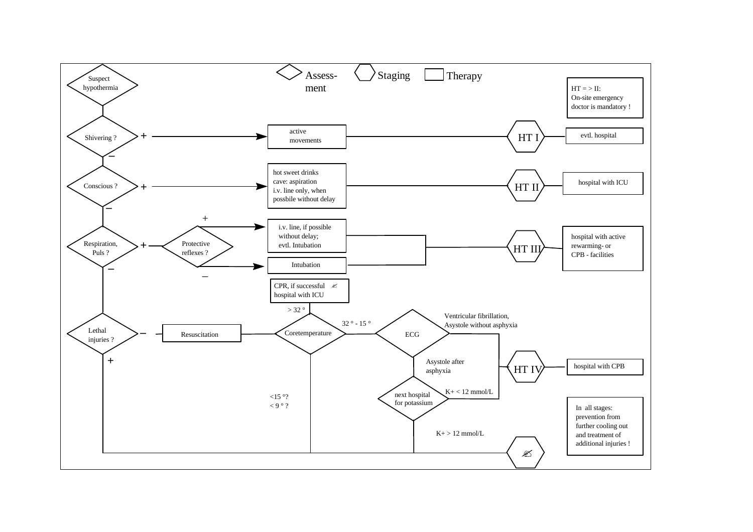Assess-ment

Staging

Therapy

Suspect hypothermia

HT = > II:
On-site emergency doctor is mandatory !

Shivering ? +

active movements

HT I

evtl. hospital

–

Conscious ? +

hot sweet drinks
cave: aspiration
i.v. line only, when possbile without delay

HT II

hospital with ICU

–

Respiration, Puls ? +

Protective reflexes ?

+

i.v. line, if possible without delay;
evtl. Intubation

–

Intubation

HT III

hospital with active rewarming- or CPB - facilities

–

CPR, if successful ✍ hospital with ICU

> 32 °

Lethal injuries ? –

Resuscitation

Coretemperature

32 ° - 15 °

ECG

Ventricular fibrillation, Asystole without asphyxia

+

Asystole after asphyxia

HT IV

hospital with CPB

<15 °?
< 9 ° ?

next hospital for potassium

K+ < 12 mmol/L

K+ > 12 mmol/L

✍

In all stages: prevention from further cooling out and treatment of additional injuries !